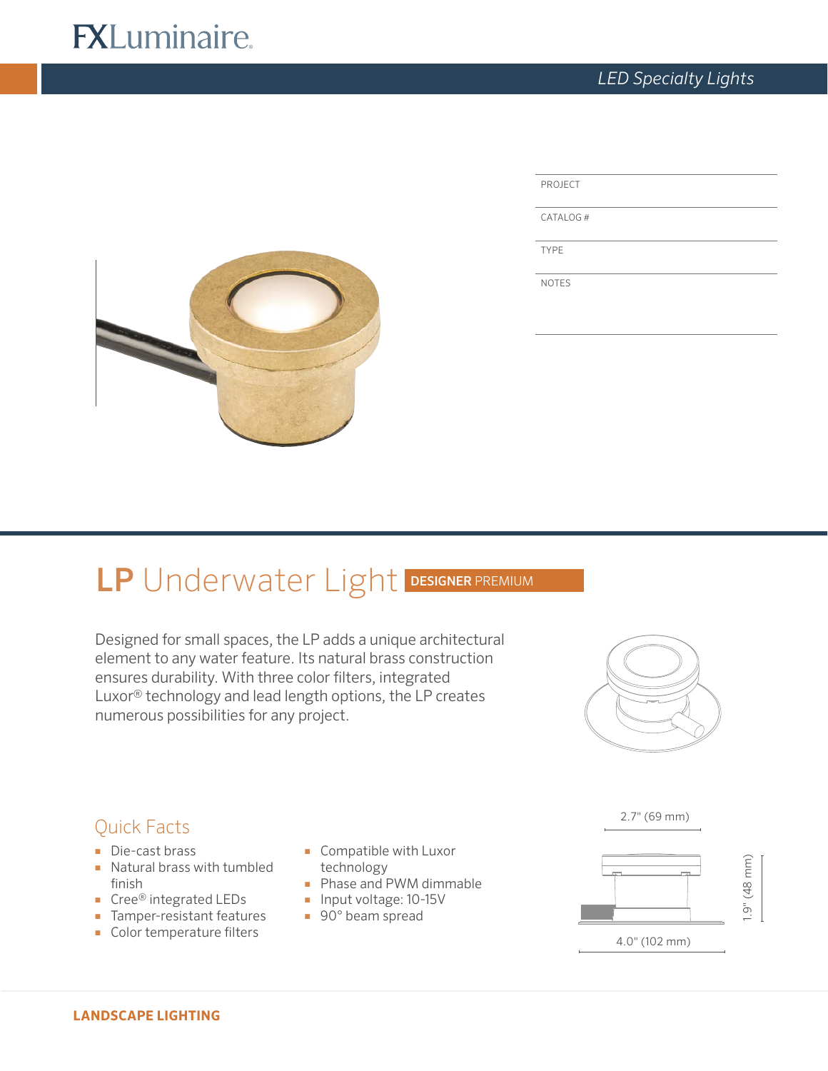FXLuminaire

*LED Specialty Lights*

| PROJECT | |
|---|---|
| CATALOG # | |
| TYPE | |
| NOTES | |

# **LP** Underwater Light **DESIGNER** PREMIUM

Designed for small spaces, the LP adds a unique architectural element to any water feature. Its natural brass construction ensures durability. With three color filters, integrated Luxor® technology and lead length options, the LP creates numerous possibilities for any project.

## Quick Facts

- Die-cast brass
- Natural brass with tumbled finish
- Cree® integrated LEDs
- Tamper-resistant features
- Color temperature filters
- Compatible with Luxor technology
- Phase and PWM dimmable
- Input voltage: 10-15V
- 90° beam spread

2.7" (69 mm)

1.9" (48 mm)

4.0" (102 mm)

**LANDSCAPE LIGHTING**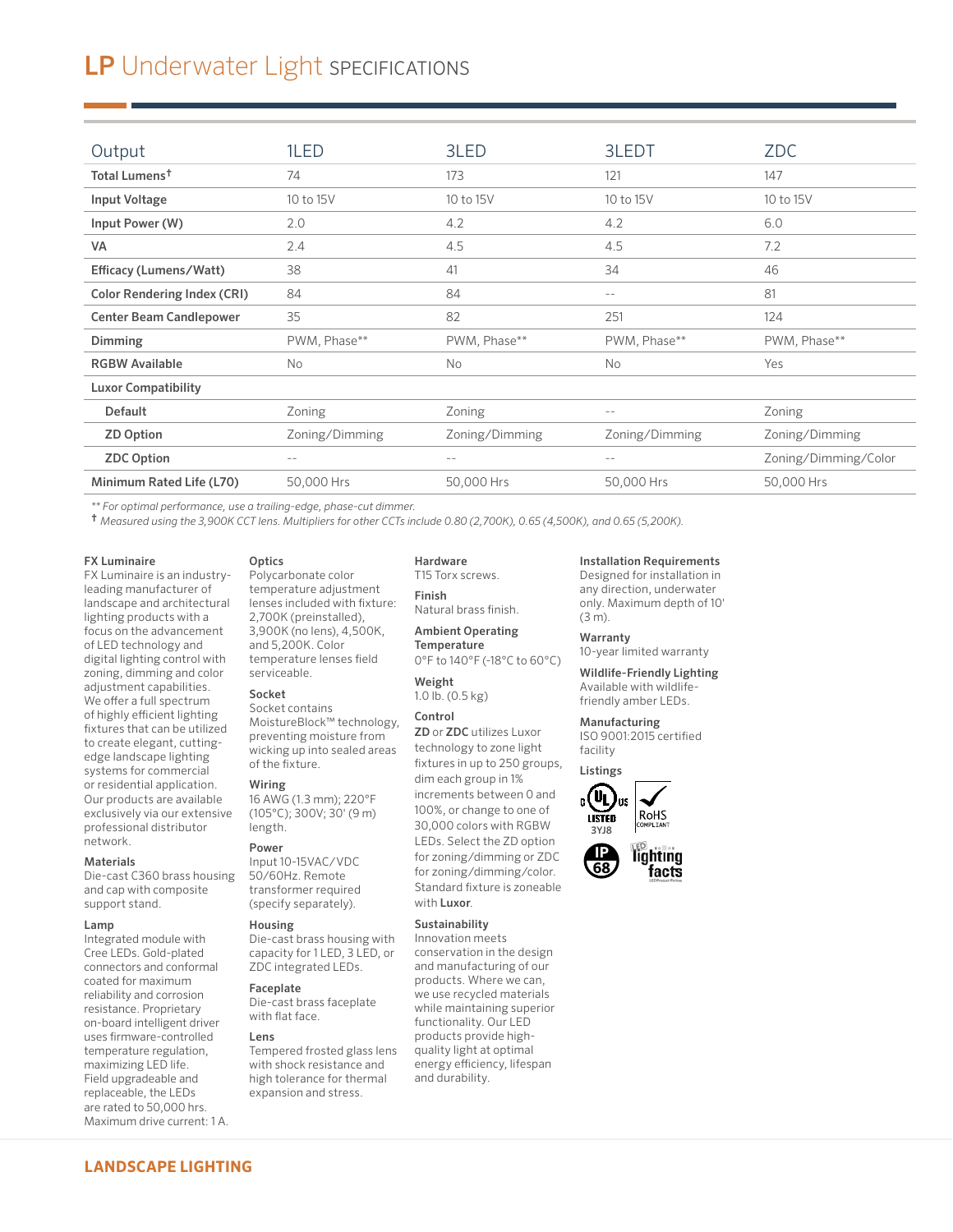# LP Underwater Light SPECIFICATIONS

| Output | 1LED | 3LED | 3LEDT | ZDC |
|---|---|---|---|---|
| **Total Lumens†** | 74 | 173 | 121 | 147 |
| **Input Voltage** | 10 to 15V | 10 to 15V | 10 to 15V | 10 to 15V |
| **Input Power (W)** | 2.0 | 4.2 | 4.2 | 6.0 |
| **VA** | 2.4 | 4.5 | 4.5 | 7.2 |
| **Efficacy (Lumens/Watt)** | 38 | 41 | 34 | 46 |
| **Color Rendering Index (CRI)** | 84 | 84 | -- | 81 |
| **Center Beam Candlepower** | 35 | 82 | 251 | 124 |
| **Dimming** | PWM, Phase** | PWM, Phase** | PWM, Phase** | PWM, Phase** |
| **RGBW Available** | No | No | No | Yes |
| **Luxor Compatibility** | | | | |
| **Default** | Zoning | Zoning | -- | Zoning |
| **ZD Option** | Zoning/Dimming | Zoning/Dimming | Zoning/Dimming | Zoning/Dimming |
| **ZDC Option** | -- | -- | -- | Zoning/Dimming/Color |
| **Minimum Rated Life (L70)** | 50,000 Hrs | 50,000 Hrs | 50,000 Hrs | 50,000 Hrs |

*** For optimal performance, use a trailing-edge, phase-cut dimmer.*

*† Measured using the 3,900K CCT lens. Multipliers for other CCTs include 0.80 (2,700K), 0.65 (4,500K), and 0.65 (5,200K).*

**FX Luminaire**
FX Luminaire is an industry-leading manufacturer of landscape and architectural lighting products with a focus on the advancement of LED technology and digital lighting control with zoning, dimming and color adjustment capabilities. We offer a full spectrum of highly efficient lighting fixtures that can be utilized to create elegant, cutting-edge landscape lighting systems for commercial or residential application. Our products are available exclusively via our extensive professional distributor network.

**Materials**
Die-cast C360 brass housing and cap with composite support stand.

**Lamp**
Integrated module with Cree LEDs. Gold-plated connectors and conformal coated for maximum reliability and corrosion resistance. Proprietary on-board intelligent driver uses firmware-controlled temperature regulation, maximizing LED life. Field upgradeable and replaceable, the LEDs are rated to 50,000 hrs. Maximum drive current: 1 A.

**Optics**
Polycarbonate color temperature adjustment lenses included with fixture: 2,700K (preinstalled), 3,900K (no lens), 4,500K, and 5,200K. Color temperature lenses field serviceable.

**Socket**
Socket contains MoistureBlock™ technology, preventing moisture from wicking up into sealed areas of the fixture.

**Wiring**
16 AWG (1.3 mm); 220°F (105°C); 300V; 30' (9 m) length.

**Power**
Input 10-15VAC/VDC 50/60Hz. Remote transformer required (specify separately).

**Housing**
Die-cast brass housing with capacity for 1 LED, 3 LED, or ZDC integrated LEDs.

**Faceplate**
Die-cast brass faceplate with flat face.

**Lens**
Tempered frosted glass lens with shock resistance and high tolerance for thermal expansion and stress.

**Hardware**
T15 Torx screws.

**Finish**
Natural brass finish.

**Ambient Operating Temperature**
0°F to 140°F (-18°C to 60°C)

**Weight**
1.0 lb. (0.5 kg)

**Control**
**ZD** or **ZDC** utilizes Luxor technology to zone light fixtures in up to 250 groups, dim each group in 1% increments between 0 and 100%, or change to one of 30,000 colors with RGBW LEDs. Select the ZD option for zoning/dimming or ZDC for zoning/dimming/color. Standard fixture is zoneable with **Luxor**.

**Sustainability**
Innovation meets conservation in the design and manufacturing of our products. Where we can, we use recycled materials while maintaining superior functionality. Our LED products provide high-quality light at optimal energy efficiency, lifespan and durability.

**Installation Requirements**
Designed for installation in any direction, underwater only. Maximum depth of 10' (3 m).

**Warranty**
10-year limited warranty

**Wildlife-Friendly Lighting**
Available with wildlife-friendly amber LEDs.

**Manufacturing**
ISO 9001:2015 certified facility

**Listings**
c UL us LISTED 3YJ8; RoHS COMPLIANT; IP 68; LED lighting facts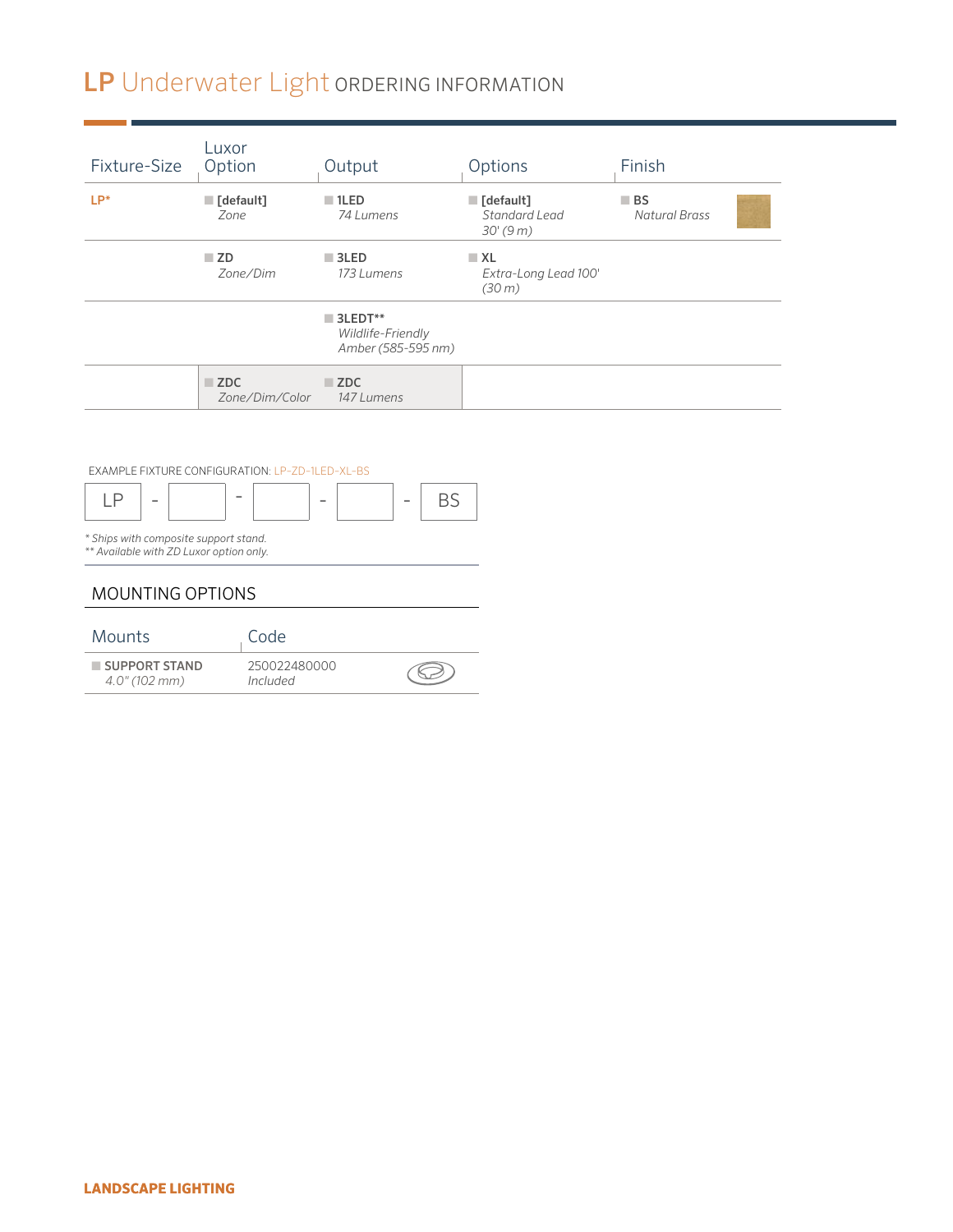# LP Underwater Light ORDERING INFORMATION

| Fixture-Size | Luxor Option | Output | Options | Finish |
|---|---|---|---|---|
| LP* | **[default]** *Zone* | **1LED** *74 Lumens* | **[default]** *Standard Lead 30' (9 m)* | **BS** *Natural Brass* |
| | **ZD** *Zone/Dim* | **3LED** *173 Lumens* | **XL** *Extra-Long Lead 100' (30 m)* | |
| | | **3LEDT**** *Wildlife-Friendly Amber (585-595 nm)* | | |
| | **ZDC** *Zone/Dim/Color* | **ZDC** *147 Lumens* | | |

EXAMPLE FIXTURE CONFIGURATION: LP-ZD-1LED-XL-BS

LP - [ ] - [ ] - [ ] - BS

*\* Ships with composite support stand.*
*\*\* Available with ZD Luxor option only.*

## MOUNTING OPTIONS

| Mounts | Code |
|---|---|
| **SUPPORT STAND** *4.0" (102 mm)* | 250022480000 *Included* |

LANDSCAPE LIGHTING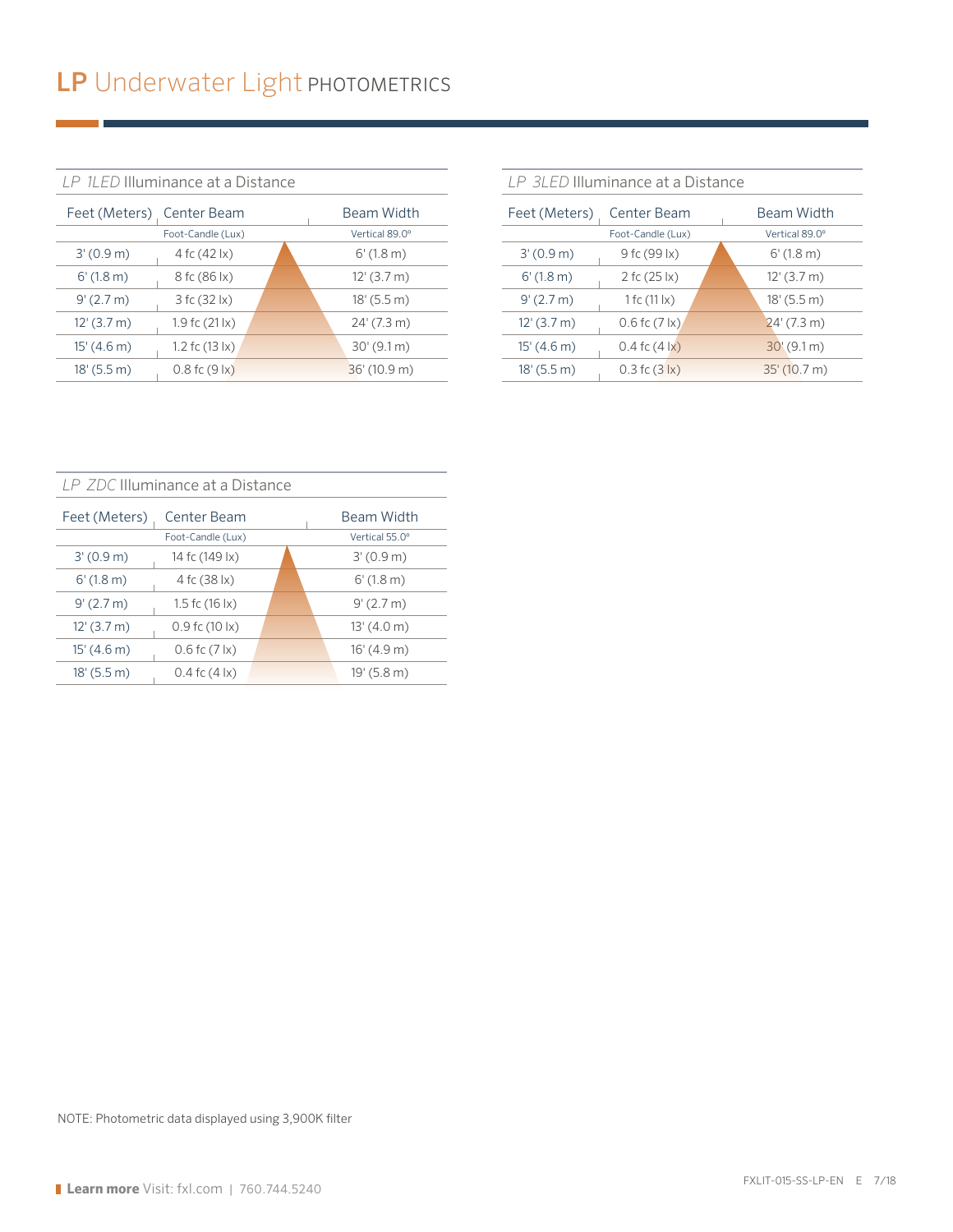# LP Underwater Light PHOTOMETRICS

## *LP 1LED* Illuminance at a Distance

| Feet (Meters) | Center Beam | Beam Width |
|---|---|---|
| | Foot-Candle (Lux) | Vertical 89.0° |
| 3' (0.9 m) | 4 fc (42 lx) | 6' (1.8 m) |
| 6' (1.8 m) | 8 fc (86 lx) | 12' (3.7 m) |
| 9' (2.7 m) | 3 fc (32 lx) | 18' (5.5 m) |
| 12' (3.7 m) | 1.9 fc (21 lx) | 24' (7.3 m) |
| 15' (4.6 m) | 1.2 fc (13 lx) | 30' (9.1 m) |
| 18' (5.5 m) | 0.8 fc (9 lx) | 36' (10.9 m) |

## *LP 3LED* Illuminance at a Distance

| Feet (Meters) | Center Beam | Beam Width |
|---|---|---|
| | Foot-Candle (Lux) | Vertical 89.0° |
| 3' (0.9 m) | 9 fc (99 lx) | 6' (1.8 m) |
| 6' (1.8 m) | 2 fc (25 lx) | 12' (3.7 m) |
| 9' (2.7 m) | 1 fc (11 lx) | 18' (5.5 m) |
| 12' (3.7 m) | 0.6 fc (7 lx) | 24' (7.3 m) |
| 15' (4.6 m) | 0.4 fc (4 lx) | 30' (9.1 m) |
| 18' (5.5 m) | 0.3 fc (3 lx) | 35' (10.7 m) |

## *LP ZDC* Illuminance at a Distance

| Feet (Meters) | Center Beam | Beam Width |
|---|---|---|
| | Foot-Candle (Lux) | Vertical 55.0° |
| 3' (0.9 m) | 14 fc (149 lx) | 3' (0.9 m) |
| 6' (1.8 m) | 4 fc (38 lx) | 6' (1.8 m) |
| 9' (2.7 m) | 1.5 fc (16 lx) | 9' (2.7 m) |
| 12' (3.7 m) | 0.9 fc (10 lx) | 13' (4.0 m) |
| 15' (4.6 m) | 0.6 fc (7 lx) | 16' (4.9 m) |
| 18' (5.5 m) | 0.4 fc (4 lx) | 19' (5.8 m) |

NOTE: Photometric data displayed using 3,900K filter

**Learn more** Visit: fxl.com | 760.744.5240

FXLIT-015-SS-LP-EN E 7/18